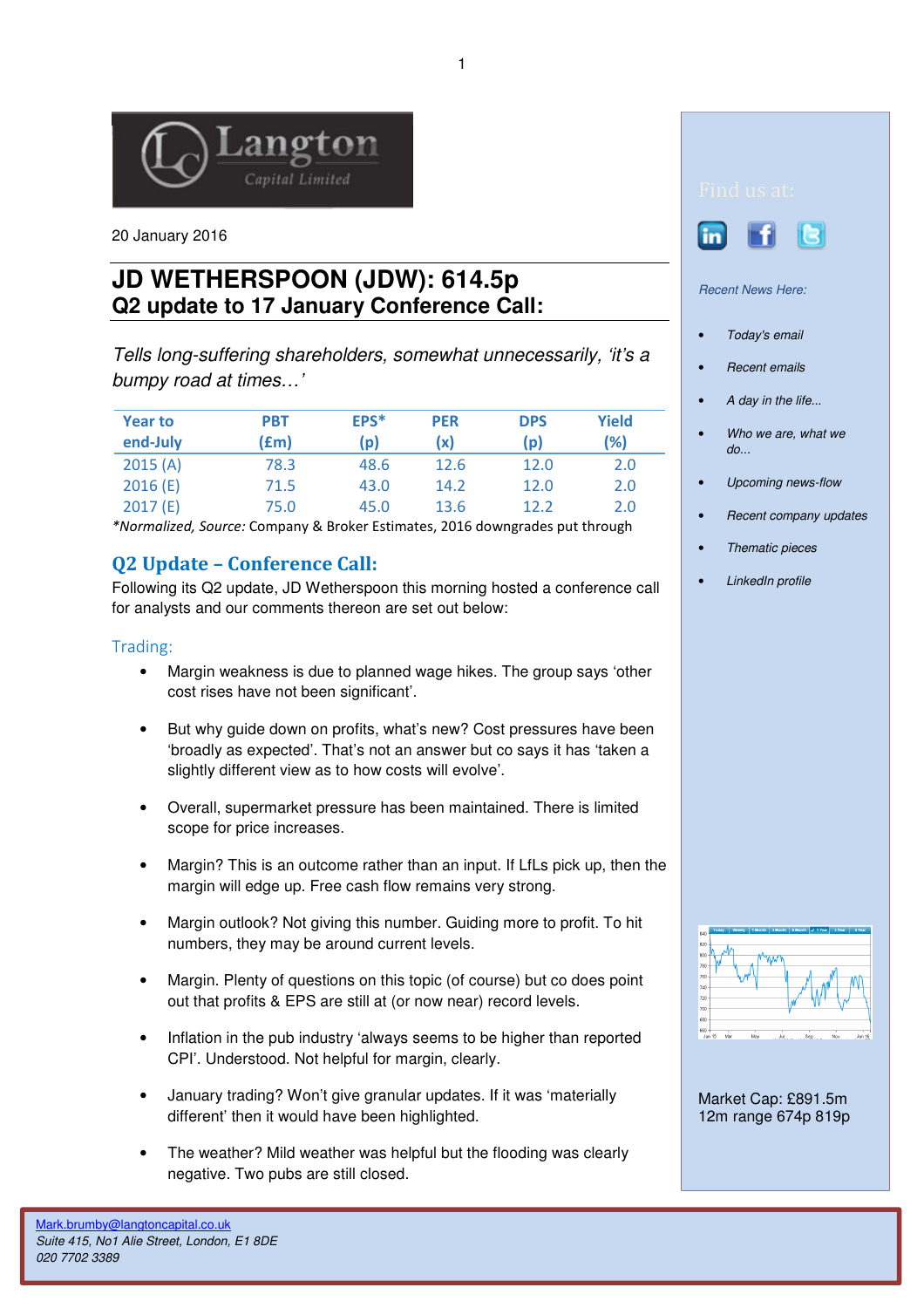Langton Capital Limited

20 January 2016

# JD WETHERSPOON (JDW): 614.5p
## Q2 update to 17 January Conference Call:

*Tells long-suffering shareholders, somewhat unnecessarily, 'it's a bumpy road at times…'*

| Year to end-July | PBT (£m) | EPS* (p) | PER (x) | DPS (p) | Yield (%) |
|---|---|---|---|---|---|
| 2015 (A) | 78.3 | 48.6 | 12.6 | 12.0 | 2.0 |
| 2016 (E) | 71.5 | 43.0 | 14.2 | 12.0 | 2.0 |
| 2017 (E) | 75.0 | 45.0 | 13.6 | 12.2 | 2.0 |

**Normalized, Source:* Company & Broker Estimates, 2016 downgrades put through

## Q2 Update – Conference Call:

Following its Q2 update, JD Wetherspoon this morning hosted a conference call for analysts and our comments thereon are set out below:

### Trading:

- Margin weakness is due to planned wage hikes. The group says 'other cost rises have not been significant'.
- But why guide down on profits, what's new? Cost pressures have been 'broadly as expected'. That's not an answer but co says it has 'taken a slightly different view as to how costs will evolve'.
- Overall, supermarket pressure has been maintained. There is limited scope for price increases.
- Margin? This is an outcome rather than an input. If LfLs pick up, then the margin will edge up. Free cash flow remains very strong.
- Margin outlook? Not giving this number. Guiding more to profit. To hit numbers, they may be around current levels.
- Margin. Plenty of questions on this topic (of course) but co does point out that profits & EPS are still at (or now near) record levels.
- Inflation in the pub industry 'always seems to be higher than reported CPI'. Understood. Not helpful for margin, clearly.
- January trading? Won't give granular updates. If it was 'materially different' then it would have been highlighted.
- The weather? Mild weather was helpful but the flooding was clearly negative. Two pubs are still closed.

Find us at:

*Recent News Here:*

- *Today's email*
- *Recent emails*
- *A day in the life...*
- *Who we are, what we do...*
- *Upcoming news-flow*
- *Recent company updates*
- *Thematic pieces*
- *LinkedIn profile*

Market Cap: £891.5m
12m range 674p 819p

Mark.brumby@langtoncapital.co.uk
*Suite 415, No1 Alie Street, London, E1 8DE*
*020 7702 3389*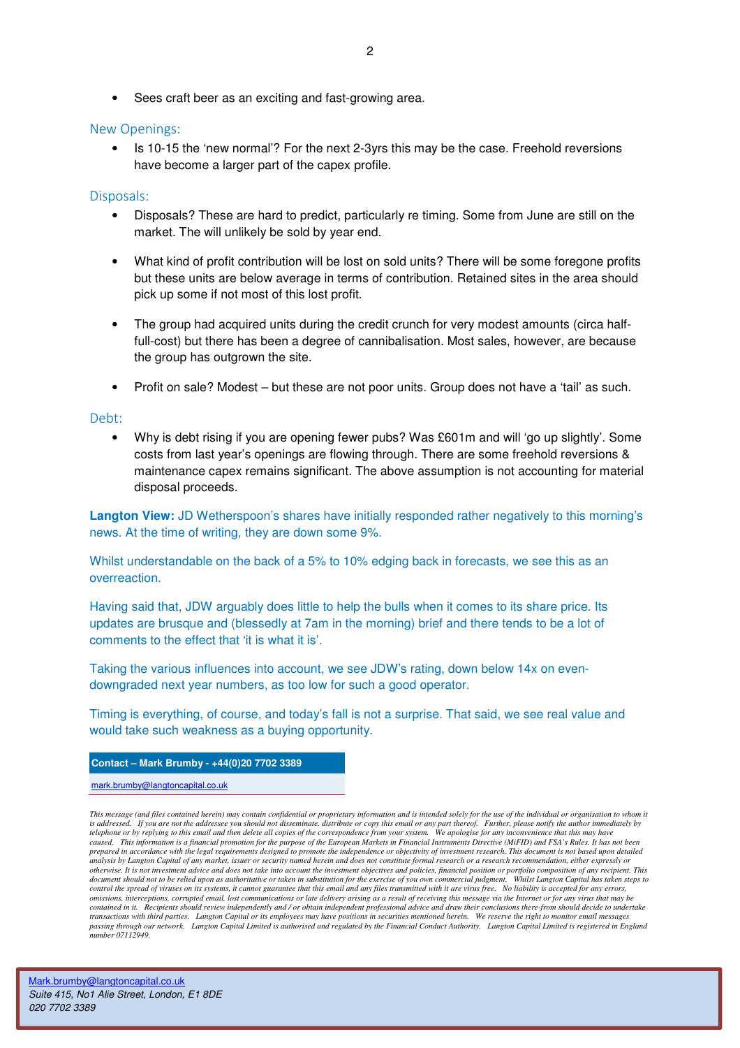- Sees craft beer as an exciting and fast-growing area.

## New Openings:

- Is 10-15 the 'new normal'? For the next 2-3yrs this may be the case. Freehold reversions have become a larger part of the capex profile.

## Disposals:

- Disposals? These are hard to predict, particularly re timing. Some from June are still on the market. The will unlikely be sold by year end.
- What kind of profit contribution will be lost on sold units? There will be some foregone profits but these units are below average in terms of contribution. Retained sites in the area should pick up some if not most of this lost profit.
- The group had acquired units during the credit crunch for very modest amounts (circa half-full-cost) but there has been a degree of cannibalisation. Most sales, however, are because the group has outgrown the site.
- Profit on sale? Modest – but these are not poor units. Group does not have a 'tail' as such.

## Debt:

- Why is debt rising if you are opening fewer pubs? Was £601m and will 'go up slightly'. Some costs from last year's openings are flowing through. There are some freehold reversions & maintenance capex remains significant. The above assumption is not accounting for material disposal proceeds.

**Langton View:** JD Wetherspoon's shares have initially responded rather negatively to this morning's news. At the time of writing, they are down some 9%.

Whilst understandable on the back of a 5% to 10% edging back in forecasts, we see this as an overreaction.

Having said that, JDW arguably does little to help the bulls when it comes to its share price. Its updates are brusque and (blessedly at 7am in the morning) brief and there tends to be a lot of comments to the effect that 'it is what it is'.

Taking the various influences into account, we see JDW's rating, down below 14x on even-downgraded next year numbers, as too low for such a good operator.

Timing is everything, of course, and today's fall is not a surprise. That said, we see real value and would take such weakness as a buying opportunity.

**Contact – Mark Brumby - +44(0)20 7702 3389**

mark.brumby@langtoncapital.co.uk

*This message (and files contained herein) may contain confidential or proprietary information and is intended solely for the use of the individual or organisation to whom it is addressed. If you are not the addressee you should not disseminate, distribute or copy this email or any part thereof. Further, please notify the author immediately by telephone or by replying to this email and then delete all copies of the correspondence from your system. We apologise for any inconvenience that this may have caused. This information is a financial promotion for the purpose of the European Markets in Financial Instruments Directive (MiFID) and FSA's Rules. It has not been prepared in accordance with the legal requirements designed to promote the independence or objectivity of investment research. This document is not based upon detailed analysis by Langton Capital of any market, issuer or security named herein and does not constitute formal research or a research recommendation, either expressly or otherwise. It is not investment advice and does not take into account the investment objectives and policies, financial position or portfolio composition of any recipient. This document should not to be relied upon as authoritative or taken in substitution for the exercise of you own commercial judgment. Whilst Langton Capital has taken steps to control the spread of viruses on its systems, it cannot guarantee that this email and any files transmitted with it are virus free. No liability is accepted for any errors, omissions, interceptions, corrupted email, lost communications or late delivery arising as a result of receiving this message via the Internet or for any virus that may be contained in it. Recipients should review independently and / or obtain independent professional advice and draw their conclusions there-from should decide to undertake transactions with third parties. Langton Capital or its employees may have positions in securities mentioned herein. We reserve the right to monitor email messages passing through our network. Langton Capital Limited is authorised and regulated by the Financial Conduct Authority. Langton Capital Limited is registered in England number 07112949.*

Mark.brumby@langtoncapital.co.uk
*Suite 415, No1 Alie Street, London, E1 8DE*
*020 7702 3389*